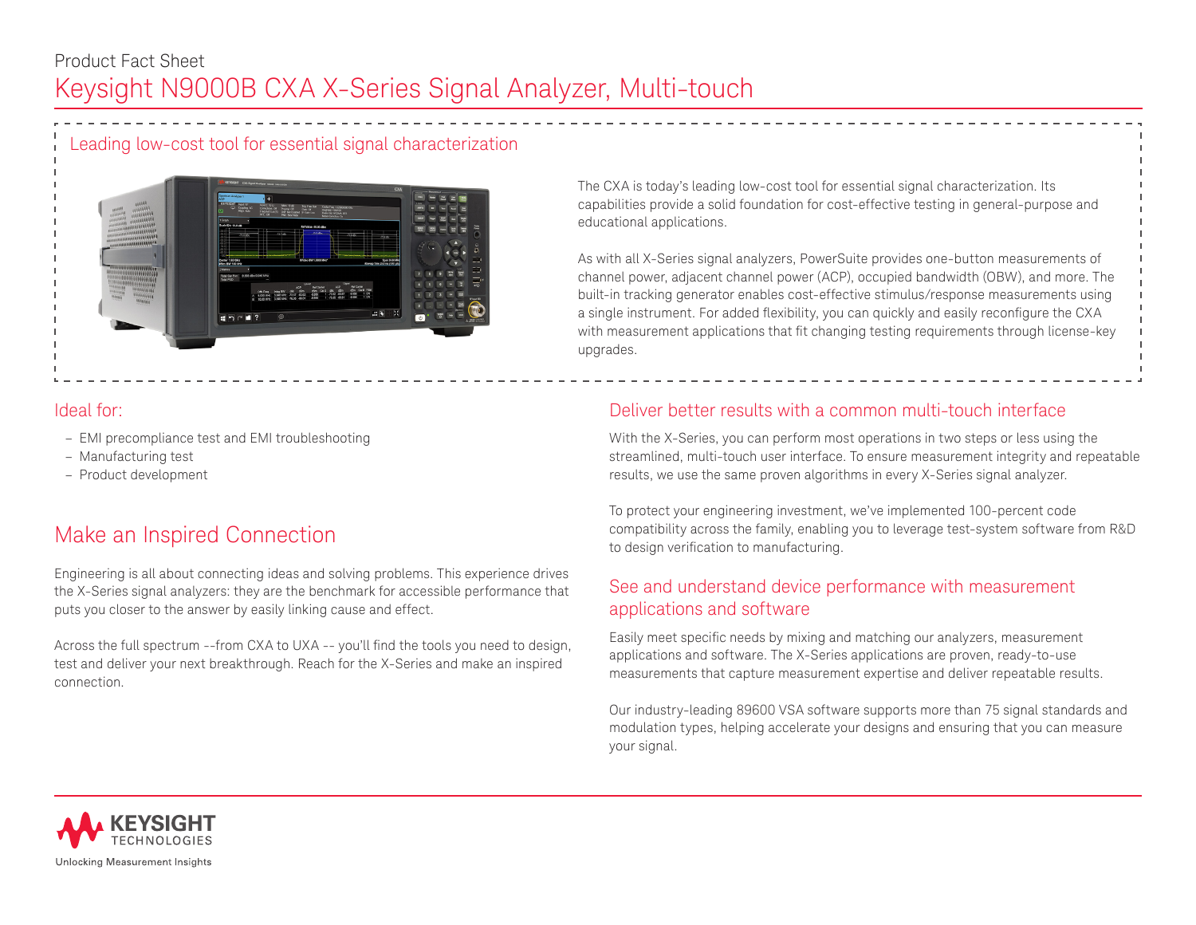Product Fact Sheet

# Keysight N9000B CXA X-Series Signal Analyzer, Multi-touch

## Leading low-cost tool for essential signal characterization

The CXA is today's leading low-cost tool for essential signal characterization. Its capabilities provide a solid foundation for cost-effective testing in general-purpose and educational applications.

As with all X-Series signal analyzers, PowerSuite provides one-button measurements of channel power, adjacent channel power (ACP), occupied bandwidth (OBW), and more. The built-in tracking generator enables cost-effective stimulus/response measurements using a single instrument. For added flexibility, you can quickly and easily reconfigure the CXA with measurement applications that fit changing testing requirements through license-key upgrades.

## Ideal for:

- EMI precompliance test and EMI troubleshooting
- Manufacturing test
- Product development

## Make an Inspired Connection

Engineering is all about connecting ideas and solving problems. This experience drives the X-Series signal analyzers: they are the benchmark for accessible performance that puts you closer to the answer by easily linking cause and effect.

Across the full spectrum --from CXA to UXA -- you'll find the tools you need to design, test and deliver your next breakthrough. Reach for the X-Series and make an inspired connection.

## Deliver better results with a common multi-touch interface

With the X-Series, you can perform most operations in two steps or less using the streamlined, multi-touch user interface. To ensure measurement integrity and repeatable results, we use the same proven algorithms in every X-Series signal analyzer.

To protect your engineering investment, we've implemented 100-percent code compatibility across the family, enabling you to leverage test-system software from R&D to design verification to manufacturing.

## See and understand device performance with measurement applications and software

Easily meet specific needs by mixing and matching our analyzers, measurement applications and software. The X-Series applications are proven, ready-to-use measurements that capture measurement expertise and deliver repeatable results.

Our industry-leading 89600 VSA software supports more than 75 signal standards and modulation types, helping accelerate your designs and ensuring that you can measure your signal.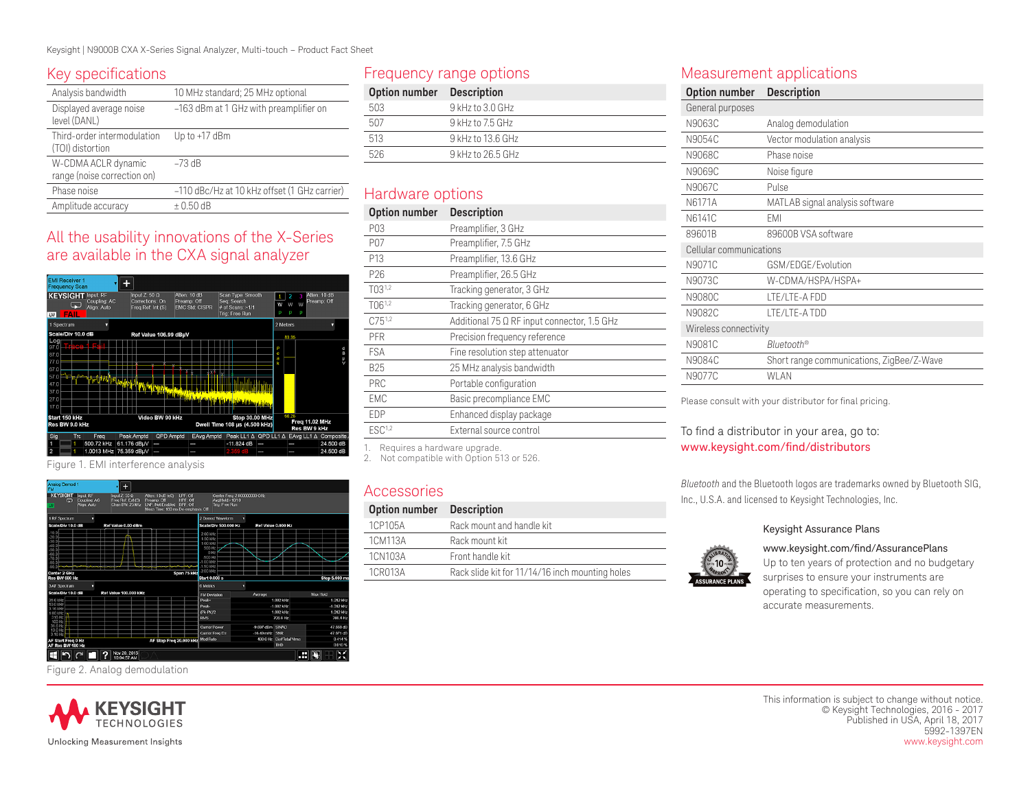## Key specifications

| | |
|---|---|
| Analysis bandwidth | 10 MHz standard; 25 MHz optional |
| Displayed average noise level (DANL) | –163 dBm at 1 GHz with preamplifier on |
| Third-order intermodulation (TOI) distortion | Up to +17 dBm |
| W-CDMA ACLR dynamic range (noise correction on) | –73 dB |
| Phase noise | –110 dBc/Hz at 10 kHz offset (1 GHz carrier) |
| Amplitude accuracy | ± 0.50 dB |

## All the usability innovations of the X-Series are available in the CXA signal analyzer

Figure 1. EMI interference analysis

Figure 2. Analog demodulation

## Frequency range options

| Option number | Description |
|---|---|
| 503 | 9 kHz to 3.0 GHz |
| 507 | 9 kHz to 7.5 GHz |
| 513 | 9 kHz to 13.6 GHz |
| 526 | 9 kHz to 26.5 GHz |

## Hardware options

| Option number | Description |
|---|---|
| P03 | Preamplifier, 3 GHz |
| P07 | Preamplifier, 7.5 GHz |
| P13 | Preamplifier, 13.6 GHz |
| P26 | Preamplifier, 26.5 GHz |
| T03[1,2] | Tracking generator, 3 GHz |
| T06[1,2] | Tracking generator, 6 GHz |
| C75[1,2] | Additional 75 Ω RF input connector, 1.5 GHz |
| PFR | Precision frequency reference |
| FSA | Fine resolution step attenuator |
| B25 | 25 MHz analysis bandwidth |
| PRC | Portable configuration |
| EMC | Basic precompliance EMC |
| EDP | Enhanced display package |
| ESC[1,2] | External source control |

1. Requires a hardware upgrade.
2. Not compatible with Option 513 or 526.

## Accessories

| Option number | Description |
|---|---|
| 1CP105A | Rack mount and handle kit |
| 1CM113A | Rack mount kit |
| 1CN103A | Front handle kit |
| 1CR013A | Rack slide kit for 11/14/16 inch mounting holes |

## Measurement applications

| Option number | Description |
|---|---|
| General purposes | |
| N9063C | Analog demodulation |
| N9054C | Vector modulation analysis |
| N9068C | Phase noise |
| N9069C | Noise figure |
| N9067C | Pulse |
| N6171A | MATLAB signal analysis software |
| N6141C | EMI |
| 89601B | 89600B VSA software |
| Cellular communications | |
| N9071C | GSM/EDGE/Evolution |
| N9073C | W-CDMA/HSPA/HSPA+ |
| N9080C | LTE/LTE-A FDD |
| N9082C | LTE/LTE-A TDD |
| Wireless connectivity | |
| N9081C | *Bluetooth*® |
| N9084C | Short range communications, ZigBee/Z-Wave |
| N9077C | WLAN |

Please consult with your distributor for final pricing.

To find a distributor in your area, go to:
www.keysight.com/find/distributors

*Bluetooth* and the Bluetooth logos are trademarks owned by Bluetooth SIG, Inc., U.S.A. and licensed to Keysight Technologies, Inc.

Keysight Assurance Plans

www.keysight.com/find/AssurancePlans
Up to ten years of protection and no budgetary surprises to ensure your instruments are operating to specification, so you can rely on accurate measurements.

KEYSIGHT TECHNOLOGIES
Unlocking Measurement Insights

This information is subject to change without notice.
© Keysight Technologies, 2016 - 2017
Published in USA, April 18, 2017
5992-1397EN
www.keysight.com